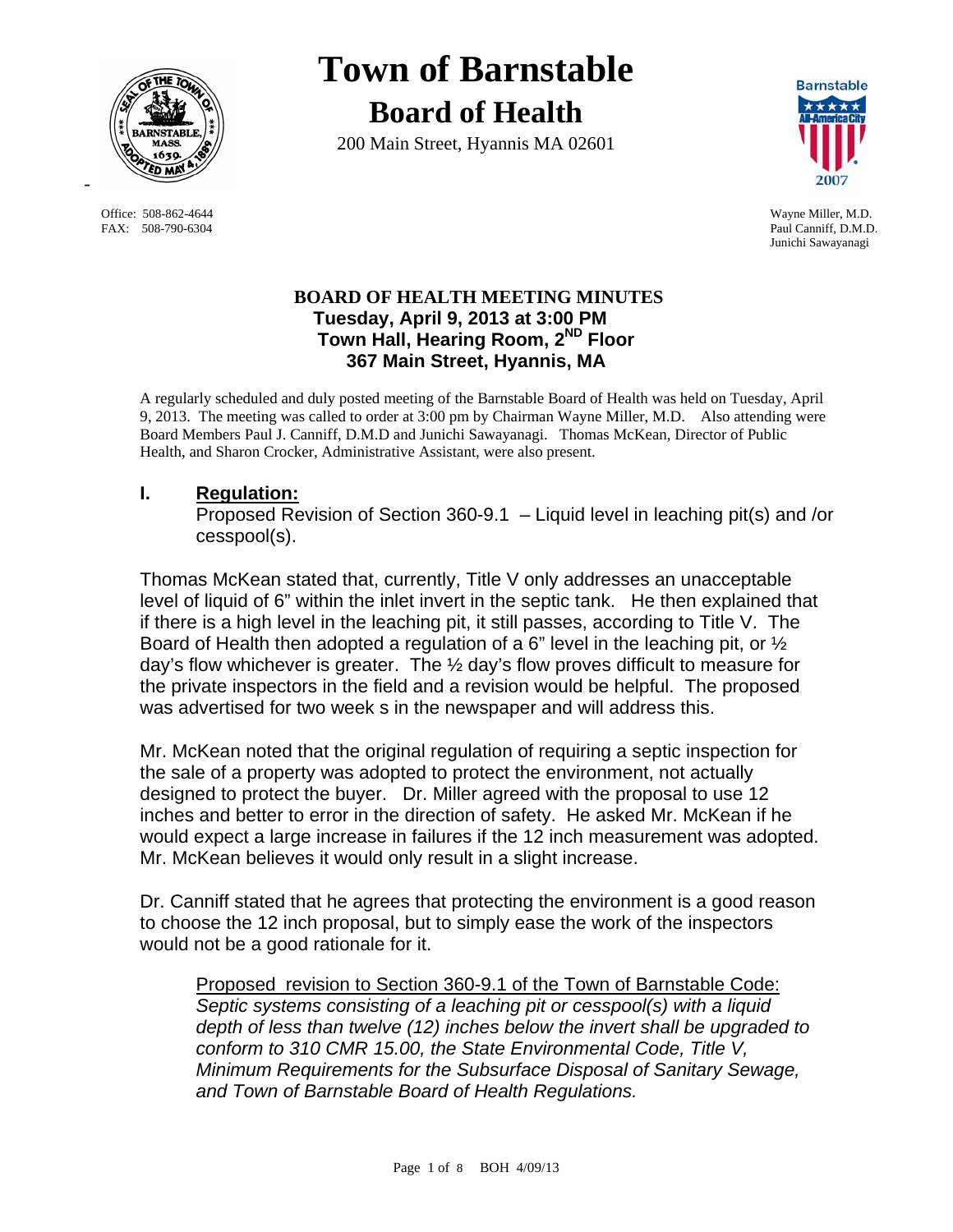# Town of Barnstable

## Board of Health

200 Main Street, Hyannis MA 02601

Office: 508-862-4644
FAX: 508-790-6304

Wayne Miller, M.D.
Paul Canniff, D.M.D.
Junichi Sawayanagi

### BOARD OF HEALTH MEETING MINUTES
**Tuesday, April 9, 2013 at 3:00 PM**
**Town Hall, Hearing Room, 2ND Floor**
**367 Main Street, Hyannis, MA**

A regularly scheduled and duly posted meeting of the Barnstable Board of Health was held on Tuesday, April 9, 2013. The meeting was called to order at 3:00 pm by Chairman Wayne Miller, M.D. Also attending were Board Members Paul J. Canniff, D.M.D and Junichi Sawayanagi. Thomas McKean, Director of Public Health, and Sharon Crocker, Administrative Assistant, were also present.

## I. Regulation:

Proposed Revision of Section 360-9.1 – Liquid level in leaching pit(s) and /or cesspool(s).

Thomas McKean stated that, currently, Title V only addresses an unacceptable level of liquid of 6" within the inlet invert in the septic tank. He then explained that if there is a high level in the leaching pit, it still passes, according to Title V. The Board of Health then adopted a regulation of a 6" level in the leaching pit, or ½ day's flow whichever is greater. The ½ day's flow proves difficult to measure for the private inspectors in the field and a revision would be helpful. The proposed was advertised for two week s in the newspaper and will address this.

Mr. McKean noted that the original regulation of requiring a septic inspection for the sale of a property was adopted to protect the environment, not actually designed to protect the buyer. Dr. Miller agreed with the proposal to use 12 inches and better to error in the direction of safety. He asked Mr. McKean if he would expect a large increase in failures if the 12 inch measurement was adopted. Mr. McKean believes it would only result in a slight increase.

Dr. Canniff stated that he agrees that protecting the environment is a good reason to choose the 12 inch proposal, but to simply ease the work of the inspectors would not be a good rationale for it.

> Proposed revision to Section 360-9.1 of the Town of Barnstable Code:
> *Septic systems consisting of a leaching pit or cesspool(s) with a liquid depth of less than twelve (12) inches below the invert shall be upgraded to conform to 310 CMR 15.00, the State Environmental Code, Title V, Minimum Requirements for the Subsurface Disposal of Sanitary Sewage, and Town of Barnstable Board of Health Regulations.*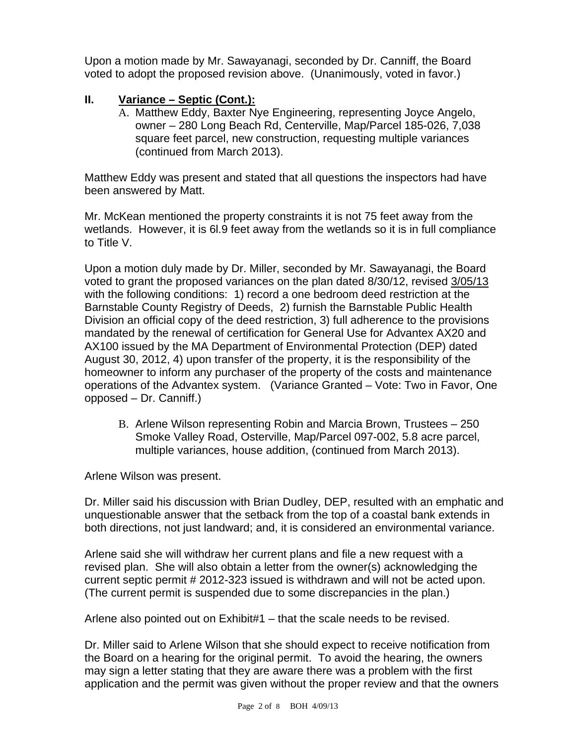Upon a motion made by Mr. Sawayanagi, seconded by Dr. Canniff, the Board voted to adopt the proposed revision above. (Unanimously, voted in favor.)

## II. Variance – Septic (Cont.):

A. Matthew Eddy, Baxter Nye Engineering, representing Joyce Angelo, owner – 280 Long Beach Rd, Centerville, Map/Parcel 185-026, 7,038 square feet parcel, new construction, requesting multiple variances (continued from March 2013).

Matthew Eddy was present and stated that all questions the inspectors had have been answered by Matt.

Mr. McKean mentioned the property constraints it is not 75 feet away from the wetlands. However, it is 6l.9 feet away from the wetlands so it is in full compliance to Title V.

Upon a motion duly made by Dr. Miller, seconded by Mr. Sawayanagi, the Board voted to grant the proposed variances on the plan dated 8/30/12, revised 3/05/13 with the following conditions: 1) record a one bedroom deed restriction at the Barnstable County Registry of Deeds, 2) furnish the Barnstable Public Health Division an official copy of the deed restriction, 3) full adherence to the provisions mandated by the renewal of certification for General Use for Advantex AX20 and AX100 issued by the MA Department of Environmental Protection (DEP) dated August 30, 2012, 4) upon transfer of the property, it is the responsibility of the homeowner to inform any purchaser of the property of the costs and maintenance operations of the Advantex system. (Variance Granted – Vote: Two in Favor, One opposed – Dr. Canniff.)

B. Arlene Wilson representing Robin and Marcia Brown, Trustees – 250 Smoke Valley Road, Osterville, Map/Parcel 097-002, 5.8 acre parcel, multiple variances, house addition, (continued from March 2013).

Arlene Wilson was present.

Dr. Miller said his discussion with Brian Dudley, DEP, resulted with an emphatic and unquestionable answer that the setback from the top of a coastal bank extends in both directions, not just landward; and, it is considered an environmental variance.

Arlene said she will withdraw her current plans and file a new request with a revised plan. She will also obtain a letter from the owner(s) acknowledging the current septic permit # 2012-323 issued is withdrawn and will not be acted upon. (The current permit is suspended due to some discrepancies in the plan.)

Arlene also pointed out on Exhibit#1 – that the scale needs to be revised.

Dr. Miller said to Arlene Wilson that she should expect to receive notification from the Board on a hearing for the original permit. To avoid the hearing, the owners may sign a letter stating that they are aware there was a problem with the first application and the permit was given without the proper review and that the owners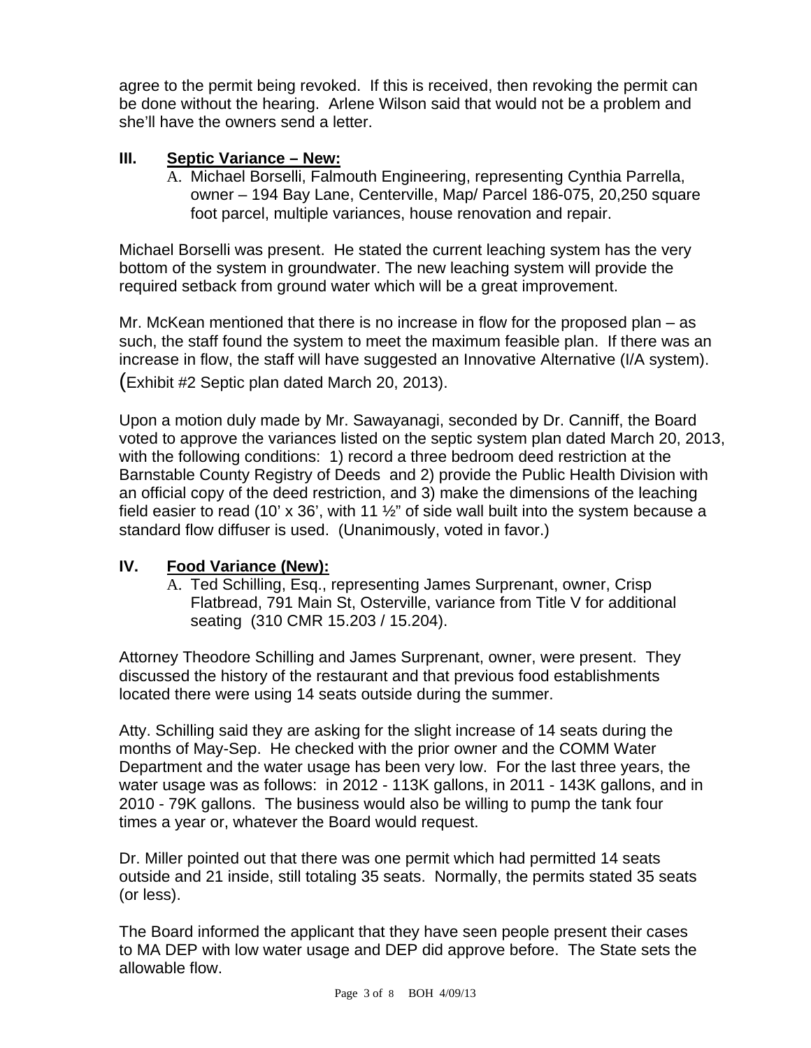agree to the permit being revoked. If this is received, then revoking the permit can be done without the hearing. Arlene Wilson said that would not be a problem and she'll have the owners send a letter.

## III. Septic Variance – New:

A. Michael Borselli, Falmouth Engineering, representing Cynthia Parrella, owner – 194 Bay Lane, Centerville, Map/ Parcel 186-075, 20,250 square foot parcel, multiple variances, house renovation and repair.

Michael Borselli was present. He stated the current leaching system has the very bottom of the system in groundwater. The new leaching system will provide the required setback from ground water which will be a great improvement.

Mr. McKean mentioned that there is no increase in flow for the proposed plan – as such, the staff found the system to meet the maximum feasible plan. If there was an increase in flow, the staff will have suggested an Innovative Alternative (I/A system). (Exhibit #2 Septic plan dated March 20, 2013).

Upon a motion duly made by Mr. Sawayanagi, seconded by Dr. Canniff, the Board voted to approve the variances listed on the septic system plan dated March 20, 2013, with the following conditions: 1) record a three bedroom deed restriction at the Barnstable County Registry of Deeds and 2) provide the Public Health Division with an official copy of the deed restriction, and 3) make the dimensions of the leaching field easier to read (10' x 36', with 11 ½" of side wall built into the system because a standard flow diffuser is used. (Unanimously, voted in favor.)

## IV. Food Variance (New):

A. Ted Schilling, Esq., representing James Surprenant, owner, Crisp Flatbread, 791 Main St, Osterville, variance from Title V for additional seating (310 CMR 15.203 / 15.204).

Attorney Theodore Schilling and James Surprenant, owner, were present. They discussed the history of the restaurant and that previous food establishments located there were using 14 seats outside during the summer.

Atty. Schilling said they are asking for the slight increase of 14 seats during the months of May-Sep. He checked with the prior owner and the COMM Water Department and the water usage has been very low. For the last three years, the water usage was as follows: in 2012 - 113K gallons, in 2011 - 143K gallons, and in 2010 - 79K gallons. The business would also be willing to pump the tank four times a year or, whatever the Board would request.

Dr. Miller pointed out that there was one permit which had permitted 14 seats outside and 21 inside, still totaling 35 seats. Normally, the permits stated 35 seats (or less).

The Board informed the applicant that they have seen people present their cases to MA DEP with low water usage and DEP did approve before. The State sets the allowable flow.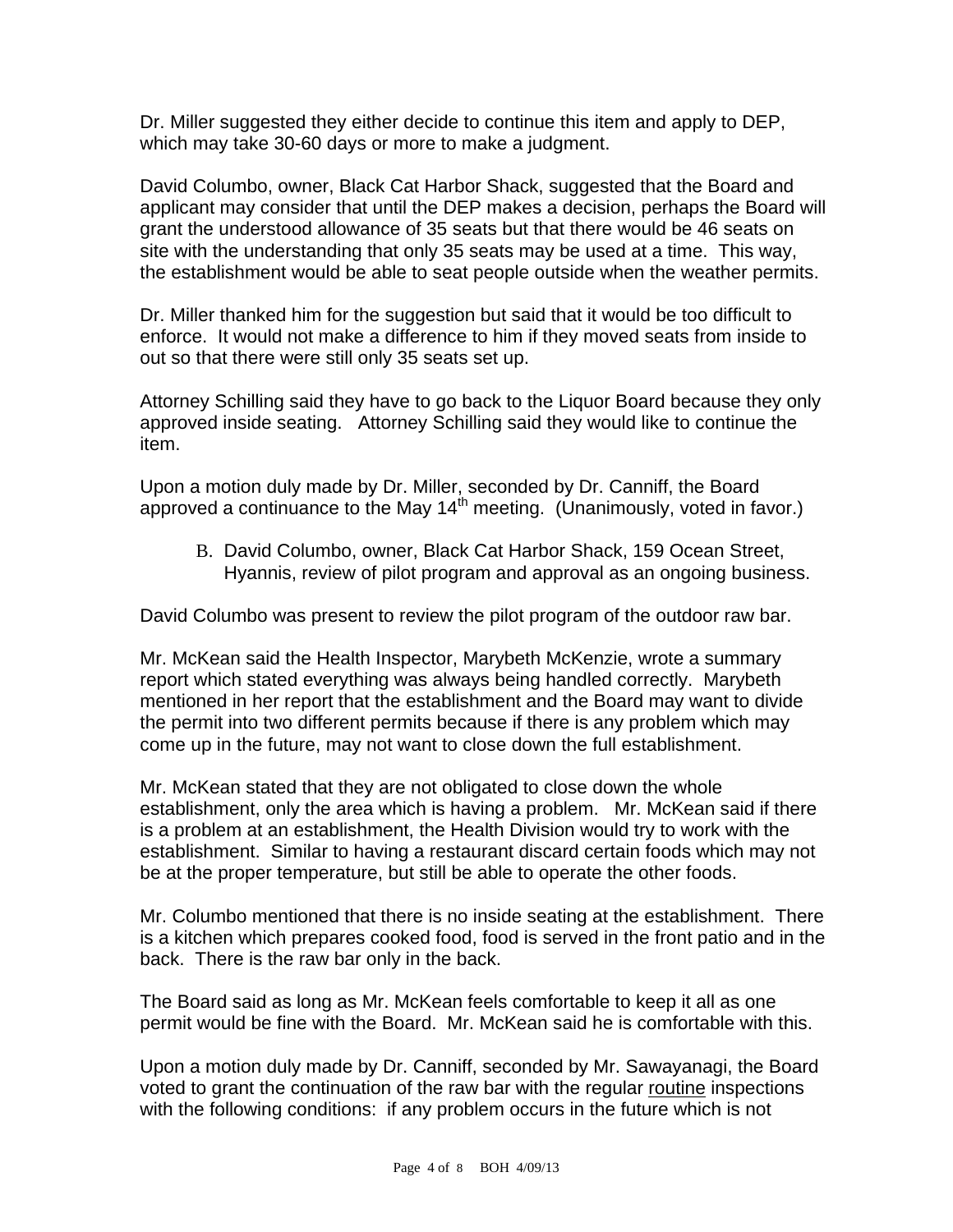Dr. Miller suggested they either decide to continue this item and apply to DEP, which may take 30-60 days or more to make a judgment.

David Columbo, owner, Black Cat Harbor Shack, suggested that the Board and applicant may consider that until the DEP makes a decision, perhaps the Board will grant the understood allowance of 35 seats but that there would be 46 seats on site with the understanding that only 35 seats may be used at a time. This way, the establishment would be able to seat people outside when the weather permits.

Dr. Miller thanked him for the suggestion but said that it would be too difficult to enforce. It would not make a difference to him if they moved seats from inside to out so that there were still only 35 seats set up.

Attorney Schilling said they have to go back to the Liquor Board because they only approved inside seating. Attorney Schilling said they would like to continue the item.

Upon a motion duly made by Dr. Miller, seconded by Dr. Canniff, the Board approved a continuance to the May 14th meeting. (Unanimously, voted in favor.)

B. David Columbo, owner, Black Cat Harbor Shack, 159 Ocean Street, Hyannis, review of pilot program and approval as an ongoing business.

David Columbo was present to review the pilot program of the outdoor raw bar.

Mr. McKean said the Health Inspector, Marybeth McKenzie, wrote a summary report which stated everything was always being handled correctly. Marybeth mentioned in her report that the establishment and the Board may want to divide the permit into two different permits because if there is any problem which may come up in the future, may not want to close down the full establishment.

Mr. McKean stated that they are not obligated to close down the whole establishment, only the area which is having a problem. Mr. McKean said if there is a problem at an establishment, the Health Division would try to work with the establishment. Similar to having a restaurant discard certain foods which may not be at the proper temperature, but still be able to operate the other foods.

Mr. Columbo mentioned that there is no inside seating at the establishment. There is a kitchen which prepares cooked food, food is served in the front patio and in the back. There is the raw bar only in the back.

The Board said as long as Mr. McKean feels comfortable to keep it all as one permit would be fine with the Board. Mr. McKean said he is comfortable with this.

Upon a motion duly made by Dr. Canniff, seconded by Mr. Sawayanagi, the Board voted to grant the continuation of the raw bar with the regular <u>routine</u> inspections with the following conditions: if any problem occurs in the future which is not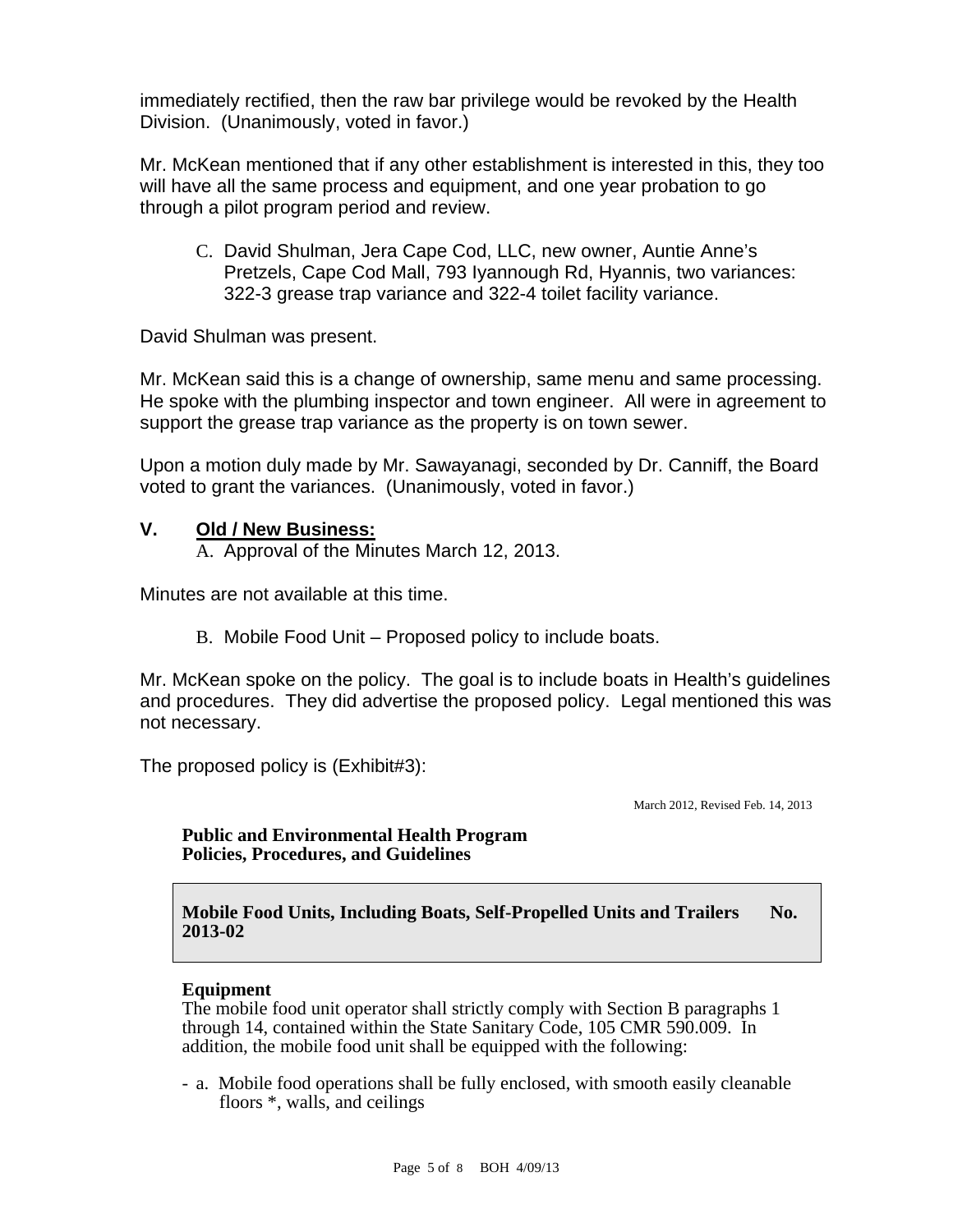immediately rectified, then the raw bar privilege would be revoked by the Health Division. (Unanimously, voted in favor.)

Mr. McKean mentioned that if any other establishment is interested in this, they too will have all the same process and equipment, and one year probation to go through a pilot program period and review.

C. David Shulman, Jera Cape Cod, LLC, new owner, Auntie Anne's Pretzels, Cape Cod Mall, 793 Iyannough Rd, Hyannis, two variances: 322-3 grease trap variance and 322-4 toilet facility variance.

David Shulman was present.

Mr. McKean said this is a change of ownership, same menu and same processing. He spoke with the plumbing inspector and town engineer. All were in agreement to support the grease trap variance as the property is on town sewer.

Upon a motion duly made by Mr. Sawayanagi, seconded by Dr. Canniff, the Board voted to grant the variances. (Unanimously, voted in favor.)

## V. Old / New Business:

A. Approval of the Minutes March 12, 2013.

Minutes are not available at this time.

B. Mobile Food Unit – Proposed policy to include boats.

Mr. McKean spoke on the policy. The goal is to include boats in Health's guidelines and procedures. They did advertise the proposed policy. Legal mentioned this was not necessary.

The proposed policy is (Exhibit#3):

March 2012, Revised Feb. 14, 2013

**Public and Environmental Health Program**
**Policies, Procedures, and Guidelines**

**Mobile Food Units, Including Boats, Self-Propelled Units and Trailers No. 2013-02**

**Equipment**
The mobile food unit operator shall strictly comply with Section B paragraphs 1 through 14, contained within the State Sanitary Code, 105 CMR 590.009. In addition, the mobile food unit shall be equipped with the following:

- a. Mobile food operations shall be fully enclosed, with smooth easily cleanable floors *, walls, and ceilings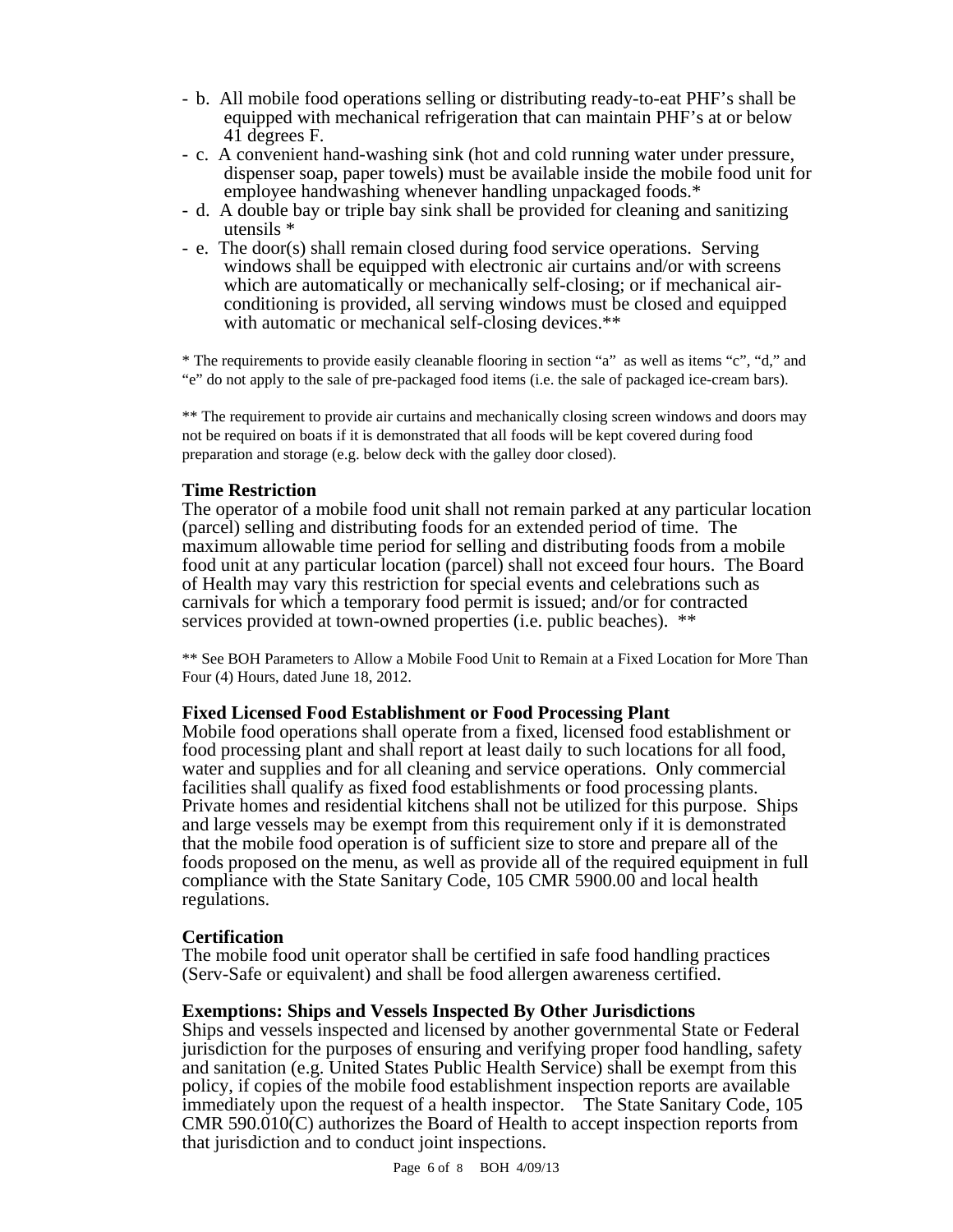- b. All mobile food operations selling or distributing ready-to-eat PHF's shall be equipped with mechanical refrigeration that can maintain PHF's at or below 41 degrees F.
- c. A convenient hand-washing sink (hot and cold running water under pressure, dispenser soap, paper towels) must be available inside the mobile food unit for employee handwashing whenever handling unpackaged foods.*
- d. A double bay or triple bay sink shall be provided for cleaning and sanitizing utensils *
- e. The door(s) shall remain closed during food service operations. Serving windows shall be equipped with electronic air curtains and/or with screens which are automatically or mechanically self-closing; or if mechanical air-conditioning is provided, all serving windows must be closed and equipped with automatic or mechanical self-closing devices.**

* The requirements to provide easily cleanable flooring in section "a" as well as items "c", "d," and "e" do not apply to the sale of pre-packaged food items (i.e. the sale of packaged ice-cream bars).

** The requirement to provide air curtains and mechanically closing screen windows and doors may not be required on boats if it is demonstrated that all foods will be kept covered during food preparation and storage (e.g. below deck with the galley door closed).

**Time Restriction**

The operator of a mobile food unit shall not remain parked at any particular location (parcel) selling and distributing foods for an extended period of time. The maximum allowable time period for selling and distributing foods from a mobile food unit at any particular location (parcel) shall not exceed four hours. The Board of Health may vary this restriction for special events and celebrations such as carnivals for which a temporary food permit is issued; and/or for contracted services provided at town-owned properties (i.e. public beaches). **

** See BOH Parameters to Allow a Mobile Food Unit to Remain at a Fixed Location for More Than Four (4) Hours, dated June 18, 2012.

**Fixed Licensed Food Establishment or Food Processing Plant**

Mobile food operations shall operate from a fixed, licensed food establishment or food processing plant and shall report at least daily to such locations for all food, water and supplies and for all cleaning and service operations. Only commercial facilities shall qualify as fixed food establishments or food processing plants. Private homes and residential kitchens shall not be utilized for this purpose. Ships and large vessels may be exempt from this requirement only if it is demonstrated that the mobile food operation is of sufficient size to store and prepare all of the foods proposed on the menu, as well as provide all of the required equipment in full compliance with the State Sanitary Code, 105 CMR 5900.00 and local health regulations.

**Certification**

The mobile food unit operator shall be certified in safe food handling practices (Serv-Safe or equivalent) and shall be food allergen awareness certified.

**Exemptions: Ships and Vessels Inspected By Other Jurisdictions**

Ships and vessels inspected and licensed by another governmental State or Federal jurisdiction for the purposes of ensuring and verifying proper food handling, safety and sanitation (e.g. United States Public Health Service) shall be exempt from this policy, if copies of the mobile food establishment inspection reports are available immediately upon the request of a health inspector. The State Sanitary Code, 105 CMR 590.010(C) authorizes the Board of Health to accept inspection reports from that jurisdiction and to conduct joint inspections.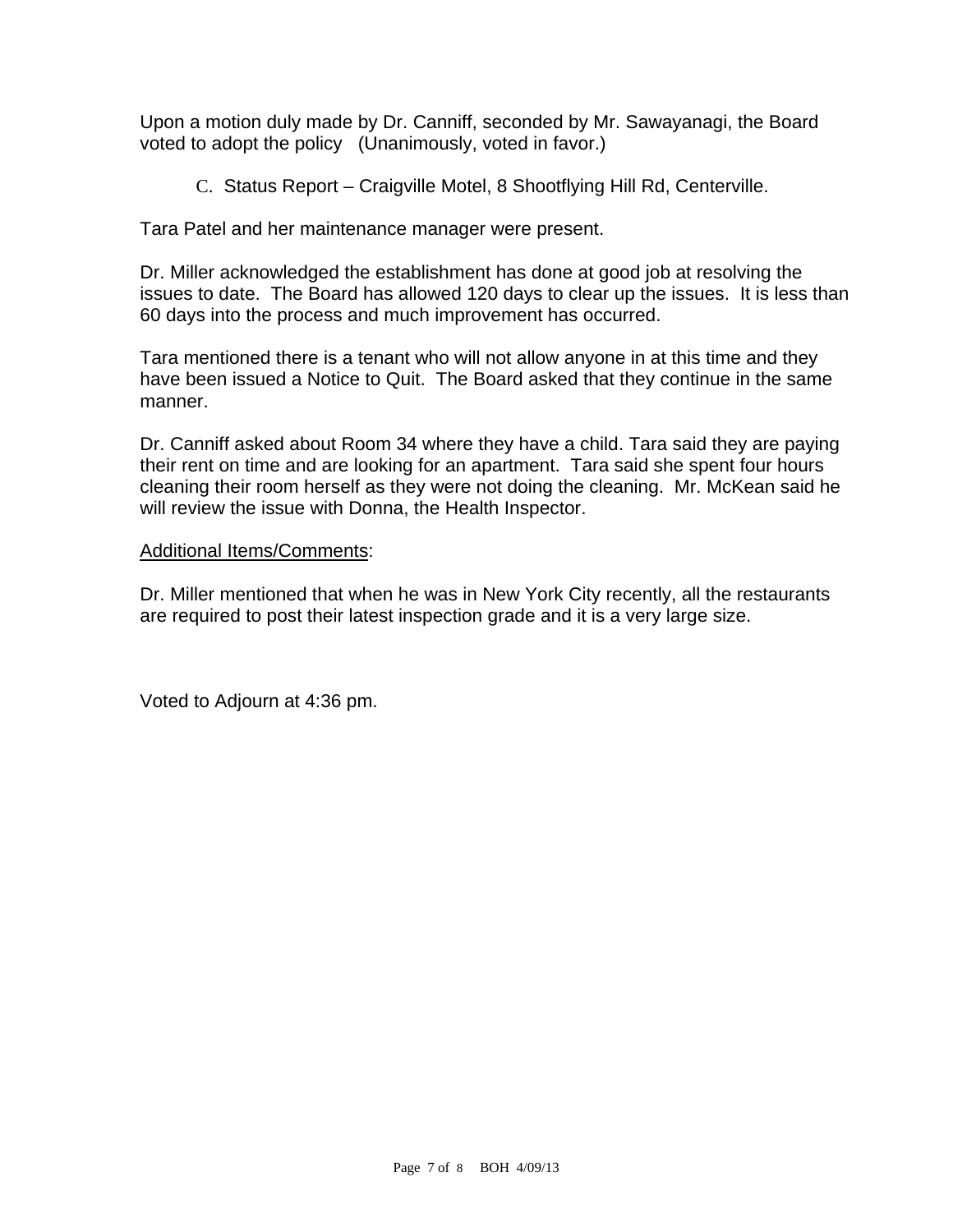Upon a motion duly made by Dr. Canniff, seconded by Mr. Sawayanagi, the Board voted to adopt the policy   (Unanimously, voted in favor.)

C. Status Report – Craigville Motel, 8 Shootflying Hill Rd, Centerville.

Tara Patel and her maintenance manager were present.

Dr. Miller acknowledged the establishment has done at good job at resolving the issues to date.  The Board has allowed 120 days to clear up the issues.  It is less than 60 days into the process and much improvement has occurred.

Tara mentioned there is a tenant who will not allow anyone in at this time and they have been issued a Notice to Quit.  The Board asked that they continue in the same manner.

Dr. Canniff asked about Room 34 where they have a child. Tara said they are paying their rent on time and are looking for an apartment.  Tara said she spent four hours cleaning their room herself as they were not doing the cleaning.  Mr. McKean said he will review the issue with Donna, the Health Inspector.

<u>Additional Items/Comments</u>:

Dr. Miller mentioned that when he was in New York City recently, all the restaurants are required to post their latest inspection grade and it is a very large size.

Voted to Adjourn at 4:36 pm.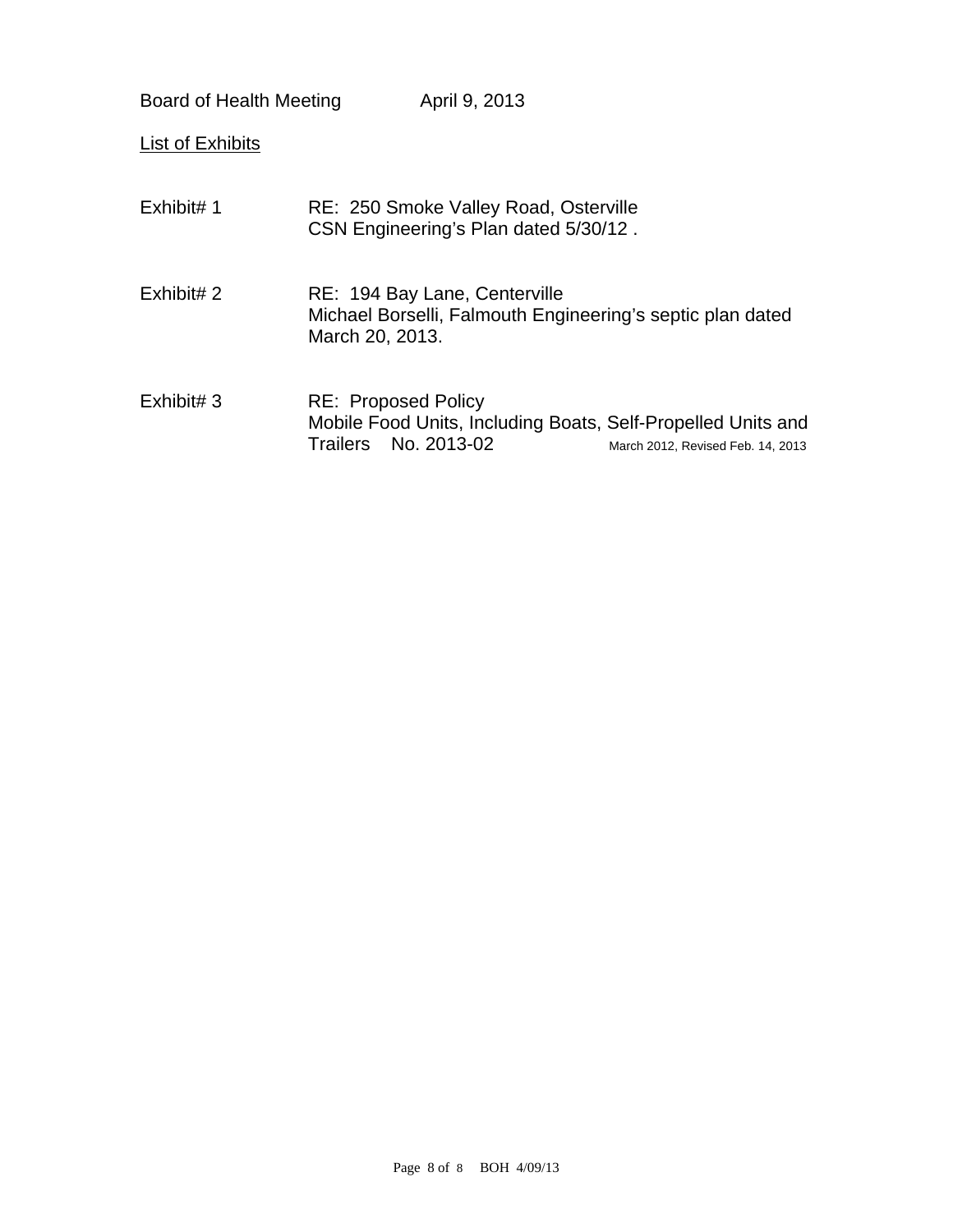Board of Health Meeting April 9, 2013

List of Exhibits

| | |
|---|---|
| Exhibit# 1 | RE: 250 Smoke Valley Road, Osterville<br>CSN Engineering's Plan dated 5/30/12 . |
| Exhibit# 2 | RE: 194 Bay Lane, Centerville<br>Michael Borselli, Falmouth Engineering's septic plan dated March 20, 2013. |
| Exhibit# 3 | RE: Proposed Policy<br>Mobile Food Units, Including Boats, Self-Propelled Units and Trailers No. 2013-02 March 2012, Revised Feb. 14, 2013 |